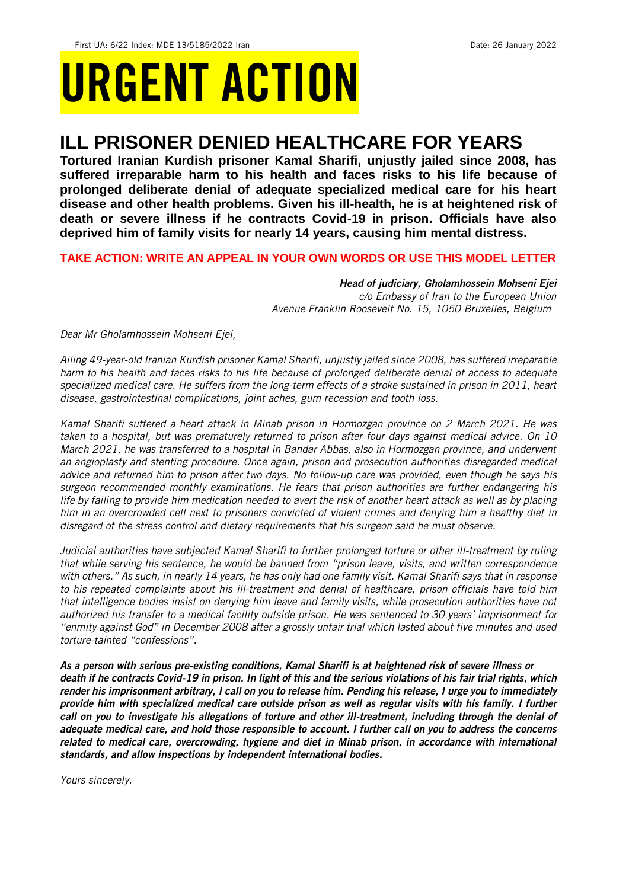First UA: 6/22 Index: MDE 13/5185/2022 Iran Date: 26 January 2022

# URGENT ACTION

## ILL PRISONER DENIED HEALTHCARE FOR YEARS

**Tortured Iranian Kurdish prisoner Kamal Sharifi, unjustly jailed since 2008, has suffered irreparable harm to his health and faces risks to his life because of prolonged deliberate denial of adequate specialized medical care for his heart disease and other health problems. Given his ill-health, he is at heightened risk of death or severe illness if he contracts Covid-19 in prison. Officials have also deprived him of family visits for nearly 14 years, causing him mental distress.**

**TAKE ACTION: WRITE AN APPEAL IN YOUR OWN WORDS OR USE THIS MODEL LETTER**

***Head of judiciary, Gholamhossein Mohseni Ejei***
*c/o Embassy of Iran to the European Union*
*Avenue Franklin Roosevelt No. 15, 1050 Bruxelles, Belgium*

*Dear Mr Gholamhossein Mohseni Ejei,*

*Ailing 49-year-old Iranian Kurdish prisoner Kamal Sharifi, unjustly jailed since 2008, has suffered irreparable harm to his health and faces risks to his life because of prolonged deliberate denial of access to adequate specialized medical care. He suffers from the long-term effects of a stroke sustained in prison in 2011, heart disease, gastrointestinal complications, joint aches, gum recession and tooth loss.*

*Kamal Sharifi suffered a heart attack in Minab prison in Hormozgan province on 2 March 2021. He was taken to a hospital, but was prematurely returned to prison after four days against medical advice. On 10 March 2021, he was transferred to a hospital in Bandar Abbas, also in Hormozgan province, and underwent an angioplasty and stenting procedure. Once again, prison and prosecution authorities disregarded medical advice and returned him to prison after two days. No follow-up care was provided, even though he says his surgeon recommended monthly examinations. He fears that prison authorities are further endangering his life by failing to provide him medication needed to avert the risk of another heart attack as well as by placing him in an overcrowded cell next to prisoners convicted of violent crimes and denying him a healthy diet in disregard of the stress control and dietary requirements that his surgeon said he must observe.*

*Judicial authorities have subjected Kamal Sharifi to further prolonged torture or other ill-treatment by ruling that while serving his sentence, he would be banned from "prison leave, visits, and written correspondence with others." As such, in nearly 14 years, he has only had one family visit. Kamal Sharifi says that in response to his repeated complaints about his ill-treatment and denial of healthcare, prison officials have told him that intelligence bodies insist on denying him leave and family visits, while prosecution authorities have not authorized his transfer to a medical facility outside prison. He was sentenced to 30 years' imprisonment for "enmity against God" in December 2008 after a grossly unfair trial which lasted about five minutes and used torture-tainted "confessions".*

***As a person with serious pre-existing conditions, Kamal Sharifi is at heightened risk of severe illness or death if he contracts Covid-19 in prison. In light of this and the serious violations of his fair trial rights, which render his imprisonment arbitrary, I call on you to release him. Pending his release, I urge you to immediately provide him with specialized medical care outside prison as well as regular visits with his family. I further call on you to investigate his allegations of torture and other ill-treatment, including through the denial of adequate medical care, and hold those responsible to account. I further call on you to address the concerns related to medical care, overcrowding, hygiene and diet in Minab prison, in accordance with international standards, and allow inspections by independent international bodies.***

*Yours sincerely,*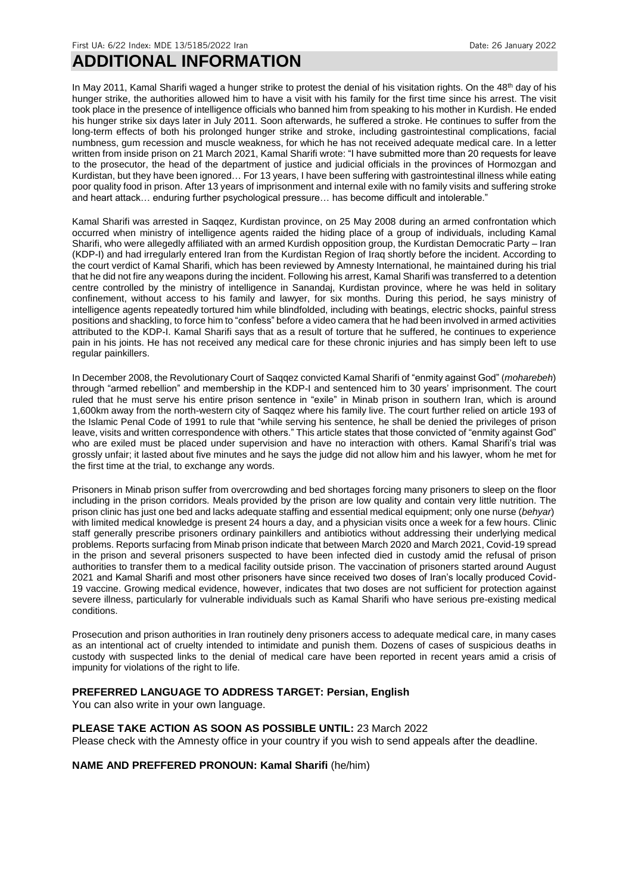# ADDITIONAL INFORMATION

In May 2011, Kamal Sharifi waged a hunger strike to protest the denial of his visitation rights. On the 48th day of his hunger strike, the authorities allowed him to have a visit with his family for the first time since his arrest. The visit took place in the presence of intelligence officials who banned him from speaking to his mother in Kurdish. He ended his hunger strike six days later in July 2011. Soon afterwards, he suffered a stroke. He continues to suffer from the long-term effects of both his prolonged hunger strike and stroke, including gastrointestinal complications, facial numbness, gum recession and muscle weakness, for which he has not received adequate medical care. In a letter written from inside prison on 21 March 2021, Kamal Sharifi wrote: "I have submitted more than 20 requests for leave to the prosecutor, the head of the department of justice and judicial officials in the provinces of Hormozgan and Kurdistan, but they have been ignored… For 13 years, I have been suffering with gastrointestinal illness while eating poor quality food in prison. After 13 years of imprisonment and internal exile with no family visits and suffering stroke and heart attack… enduring further psychological pressure… has become difficult and intolerable."

Kamal Sharifi was arrested in Saqqez, Kurdistan province, on 25 May 2008 during an armed confrontation which occurred when ministry of intelligence agents raided the hiding place of a group of individuals, including Kamal Sharifi, who were allegedly affiliated with an armed Kurdish opposition group, the Kurdistan Democratic Party – Iran (KDP-I) and had irregularly entered Iran from the Kurdistan Region of Iraq shortly before the incident. According to the court verdict of Kamal Sharifi, which has been reviewed by Amnesty International, he maintained during his trial that he did not fire any weapons during the incident. Following his arrest, Kamal Sharifi was transferred to a detention centre controlled by the ministry of intelligence in Sanandaj, Kurdistan province, where he was held in solitary confinement, without access to his family and lawyer, for six months. During this period, he says ministry of intelligence agents repeatedly tortured him while blindfolded, including with beatings, electric shocks, painful stress positions and shackling, to force him to "confess" before a video camera that he had been involved in armed activities attributed to the KDP-I. Kamal Sharifi says that as a result of torture that he suffered, he continues to experience pain in his joints. He has not received any medical care for these chronic injuries and has simply been left to use regular painkillers.

In December 2008, the Revolutionary Court of Saqqez convicted Kamal Sharifi of "enmity against God" (*moharebeh*) through "armed rebellion" and membership in the KDP-I and sentenced him to 30 years' imprisonment. The court ruled that he must serve his entire prison sentence in "exile" in Minab prison in southern Iran, which is around 1,600km away from the north-western city of Saqqez where his family live. The court further relied on article 193 of the Islamic Penal Code of 1991 to rule that "while serving his sentence, he shall be denied the privileges of prison leave, visits and written correspondence with others." This article states that those convicted of "enmity against God" who are exiled must be placed under supervision and have no interaction with others. Kamal Sharifi's trial was grossly unfair; it lasted about five minutes and he says the judge did not allow him and his lawyer, whom he met for the first time at the trial, to exchange any words.

Prisoners in Minab prison suffer from overcrowding and bed shortages forcing many prisoners to sleep on the floor including in the prison corridors. Meals provided by the prison are low quality and contain very little nutrition. The prison clinic has just one bed and lacks adequate staffing and essential medical equipment; only one nurse (*behyar*) with limited medical knowledge is present 24 hours a day, and a physician visits once a week for a few hours. Clinic staff generally prescribe prisoners ordinary painkillers and antibiotics without addressing their underlying medical problems. Reports surfacing from Minab prison indicate that between March 2020 and March 2021, Covid-19 spread in the prison and several prisoners suspected to have been infected died in custody amid the refusal of prison authorities to transfer them to a medical facility outside prison. The vaccination of prisoners started around August 2021 and Kamal Sharifi and most other prisoners have since received two doses of Iran's locally produced Covid-19 vaccine. Growing medical evidence, however, indicates that two doses are not sufficient for protection against severe illness, particularly for vulnerable individuals such as Kamal Sharifi who have serious pre-existing medical conditions.

Prosecution and prison authorities in Iran routinely deny prisoners access to adequate medical care, in many cases as an intentional act of cruelty intended to intimidate and punish them. Dozens of cases of suspicious deaths in custody with suspected links to the denial of medical care have been reported in recent years amid a crisis of impunity for violations of the right to life.

**PREFERRED LANGUAGE TO ADDRESS TARGET: Persian, English**
You can also write in your own language.

**PLEASE TAKE ACTION AS SOON AS POSSIBLE UNTIL:** 23 March 2022
Please check with the Amnesty office in your country if you wish to send appeals after the deadline.

**NAME AND PREFFERED PRONOUN: Kamal Sharifi** (he/him)